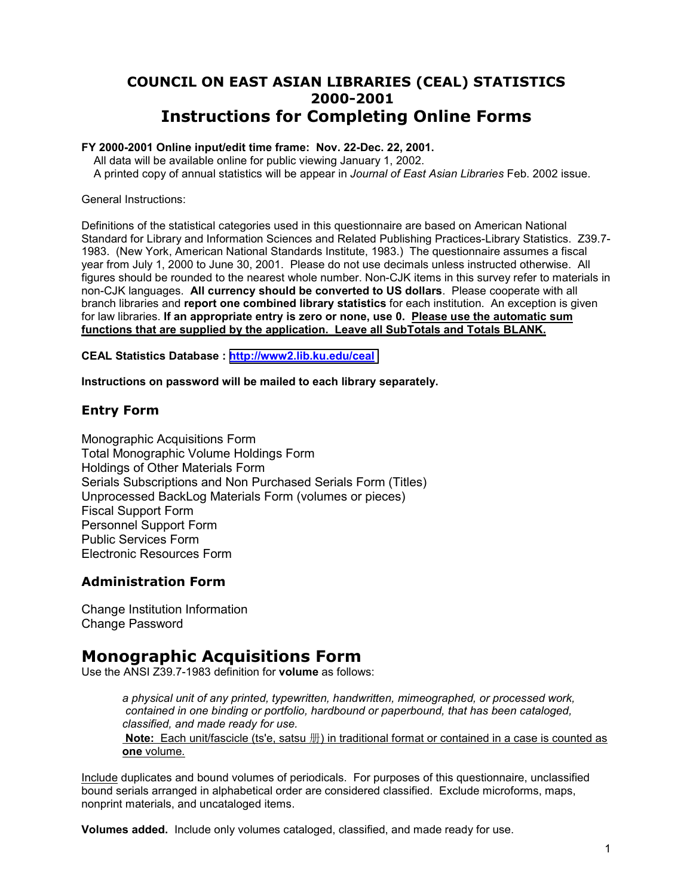# COUNCIL ON EAST ASIAN LIBRARIES (CEAL) STATISTICS 2000-2001

# Instructions for Completing Online Forms

**FY 2000-2001 Online input/edit time frame: Nov. 22-Dec. 22, 2001.**

All data will be available online for public viewing January 1, 2002.
A printed copy of annual statistics will be appear in *Journal of East Asian Libraries* Feb. 2002 issue.

General Instructions:

Definitions of the statistical categories used in this questionnaire are based on American National Standard for Library and Information Sciences and Related Publishing Practices-Library Statistics. Z39.7-1983. (New York, American National Standards Institute, 1983.) The questionnaire assumes a fiscal year from July 1, 2000 to June 30, 2001. Please do not use decimals unless instructed otherwise. All figures should be rounded to the nearest whole number. Non-CJK items in this survey refer to materials in non-CJK languages. **All currency should be converted to US dollars**. Please cooperate with all branch libraries and **report one combined library statistics** for each institution. An exception is given for law libraries. **If an appropriate entry is zero or none, use 0.** **<u>Please use the automatic sum functions that are supplied by the application. Leave all SubTotals and Totals BLANK.</u>**

**CEAL Statistics Database : http://www2.lib.ku.edu/ceal**

**Instructions on password will be mailed to each library separately.**

### Entry Form

Monographic Acquisitions Form
Total Monographic Volume Holdings Form
Holdings of Other Materials Form
Serials Subscriptions and Non Purchased Serials Form (Titles)
Unprocessed BackLog Materials Form (volumes or pieces)
Fiscal Support Form
Personnel Support Form
Public Services Form
Electronic Resources Form

### Administration Form

Change Institution Information
Change Password

## Monographic Acquisitions Form

Use the ANSI Z39.7-1983 definition for **volume** as follows:

> *a physical unit of any printed, typewritten, handwritten, mimeographed, or processed work, contained in one binding or portfolio, hardbound or paperbound, that has been cataloged, classified, and made ready for use.*
>
> <u>**Note:** Each unit/fascicle (ts'e, satsu 册) in traditional format or contained in a case is counted as **one** volume.</u>

<u>Include</u> duplicates and bound volumes of periodicals. For purposes of this questionnaire, unclassified bound serials arranged in alphabetical order are considered classified. Exclude microforms, maps, nonprint materials, and uncataloged items.

**Volumes added.** Include only volumes cataloged, classified, and made ready for use.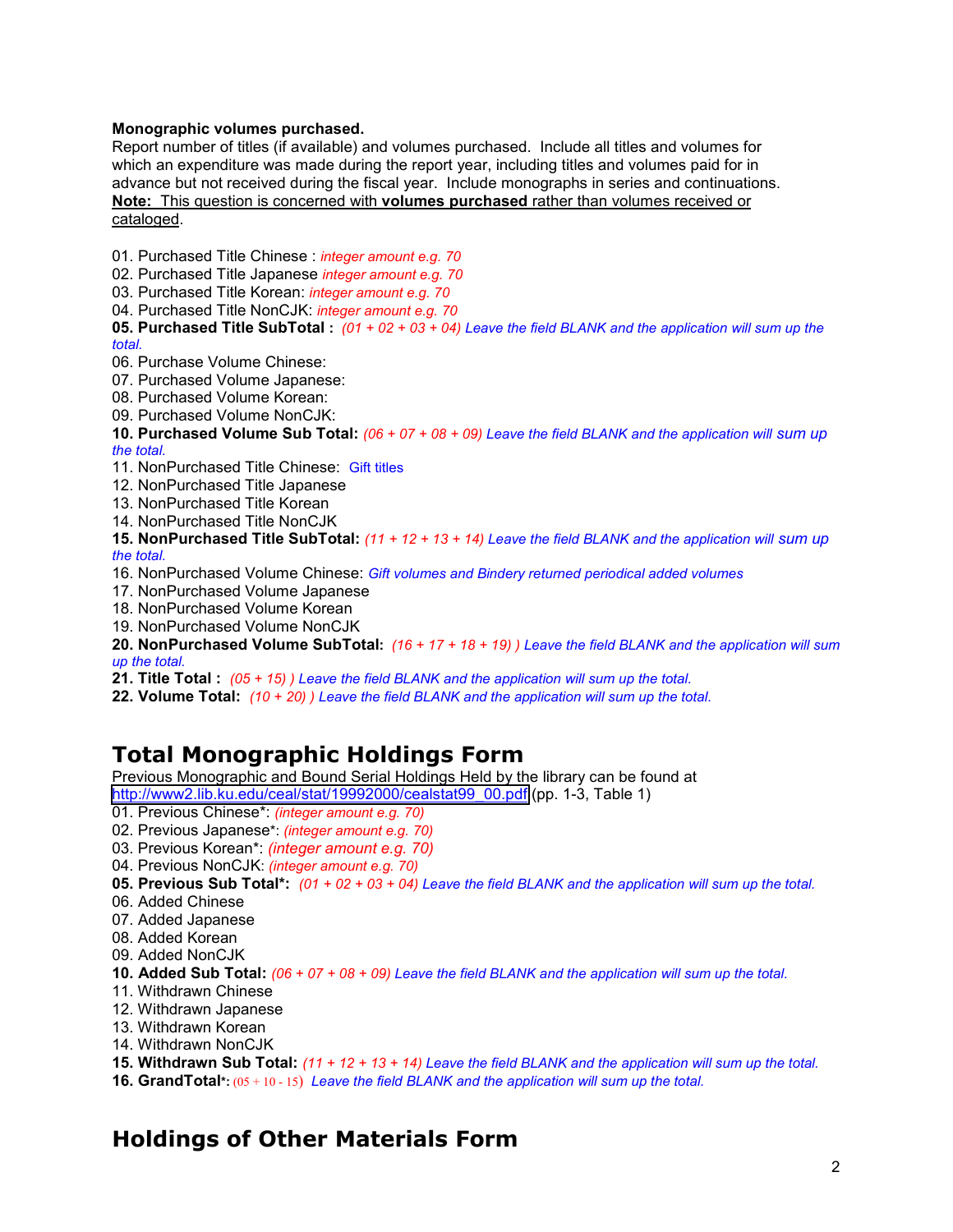**Monographic volumes purchased.**
Report number of titles (if available) and volumes purchased. Include all titles and volumes for which an expenditure was made during the report year, including titles and volumes paid for in advance but not received during the fiscal year. Include monographs in series and continuations.
**Note:** This question is concerned with **volumes purchased** rather than volumes received or cataloged.

01. Purchased Title Chinese : *integer amount e.g. 70*
02. Purchased Title Japanese *integer amount e.g. 70*
03. Purchased Title Korean: *integer amount e.g. 70*
04. Purchased Title NonCJK: *integer amount e.g. 70*
**05. Purchased Title SubTotal :** *(01 + 02 + 03 + 04) Leave the field BLANK and the application will sum up the total.*
06. Purchase Volume Chinese:
07. Purchased Volume Japanese:
08. Purchased Volume Korean:
09. Purchased Volume NonCJK:
**10. Purchased Volume Sub Total:** *(06 + 07 + 08 + 09) Leave the field BLANK and the application will sum up the total.*
11. NonPurchased Title Chinese: Gift titles
12. NonPurchased Title Japanese
13. NonPurchased Title Korean
14. NonPurchased Title NonCJK
**15. NonPurchased Title SubTotal:** *(11 + 12 + 13 + 14) Leave the field BLANK and the application will sum up the total.*
16. NonPurchased Volume Chinese: *Gift volumes and Bindery returned periodical added volumes*
17. NonPurchased Volume Japanese
18. NonPurchased Volume Korean
19. NonPurchased Volume NonCJK
**20. NonPurchased Volume SubTotal:** *(16 + 17 + 18 + 19) ) Leave the field BLANK and the application will sum up the total.*
**21. Title Total :** *(05 + 15) ) Leave the field BLANK and the application will sum up the total.*
**22. Volume Total:** *(10 + 20) ) Leave the field BLANK and the application will sum up the total.*

## Total Monographic Holdings Form

Previous Monographic and Bound Serial Holdings Held by the library can be found at http://www2.lib.ku.edu/ceal/stat/19992000/cealstat99_00.pdf (pp. 1-3, Table 1)
01. Previous Chinese*: *(integer amount e.g. 70)*
02. Previous Japanese*: *(integer amount e.g. 70)*
03. Previous Korean*: *(integer amount e.g. 70)*
04. Previous NonCJK: *(integer amount e.g. 70)*
**05. Previous Sub Total*:** *(01 + 02 + 03 + 04) Leave the field BLANK and the application will sum up the total.*
06. Added Chinese
07. Added Japanese
08. Added Korean
09. Added NonCJK
**10. Added Sub Total:** *(06 + 07 + 08 + 09) Leave the field BLANK and the application will sum up the total.*
11. Withdrawn Chinese
12. Withdrawn Japanese
13. Withdrawn Korean
14. Withdrawn NonCJK
**15. Withdrawn Sub Total:** *(11 + 12 + 13 + 14) Leave the field BLANK and the application will sum up the total.*
**16. GrandTotal*:** (05 + 10 - 15) *Leave the field BLANK and the application will sum up the total.*

## Holdings of Other Materials Form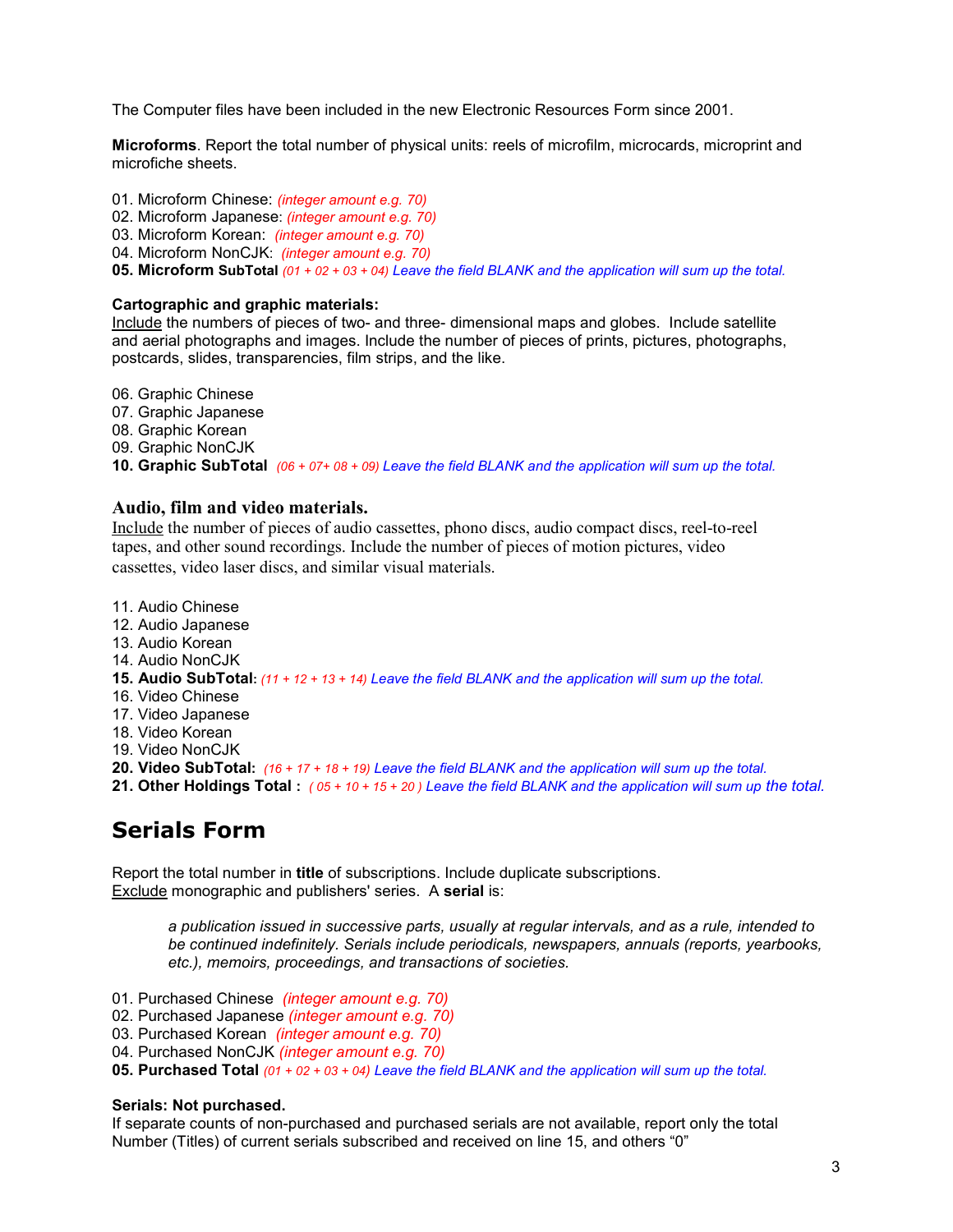The Computer files have been included in the new Electronic Resources Form since 2001.

**Microforms**. Report the total number of physical units: reels of microfilm, microcards, microprint and microfiche sheets.

01. Microform Chinese: *(integer amount e.g. 70)*
02. Microform Japanese: *(integer amount e.g. 70)*
03. Microform Korean: *(integer amount e.g. 70)*
04. Microform NonCJK: *(integer amount e.g. 70)*
**05. Microform SubTotal** *(01 + 02 + 03 + 04) Leave the field BLANK and the application will sum up the total.*

**Cartographic and graphic materials:**
Include the numbers of pieces of two- and three- dimensional maps and globes. Include satellite and aerial photographs and images. Include the number of pieces of prints, pictures, photographs, postcards, slides, transparencies, film strips, and the like.

06. Graphic Chinese
07. Graphic Japanese
08. Graphic Korean
09. Graphic NonCJK
**10. Graphic SubTotal** *(06 + 07+ 08 + 09) Leave the field BLANK and the application will sum up the total.*

### Audio, film and video materials.

Include the number of pieces of audio cassettes, phono discs, audio compact discs, reel-to-reel tapes, and other sound recordings. Include the number of pieces of motion pictures, video cassettes, video laser discs, and similar visual materials.

11. Audio Chinese
12. Audio Japanese
13. Audio Korean
14. Audio NonCJK
**15. Audio SubTotal**: *(11 + 12 + 13 + 14) Leave the field BLANK and the application will sum up the total.*
16. Video Chinese
17. Video Japanese
18. Video Korean
19. Video NonCJK
**20. Video SubTotal:** *(16 + 17 + 18 + 19) Leave the field BLANK and the application will sum up the total.*
**21. Other Holdings Total :** *( 05 + 10 + 15 + 20 ) Leave the field BLANK and the application will sum up the total.*

## Serials Form

Report the total number in **title** of subscriptions. Include duplicate subscriptions.
Exclude monographic and publishers' series. A **serial** is:

> *a publication issued in successive parts, usually at regular intervals, and as a rule, intended to be continued indefinitely. Serials include periodicals, newspapers, annuals (reports, yearbooks, etc.), memoirs, proceedings, and transactions of societies.*

01. Purchased Chinese *(integer amount e.g. 70)*
02. Purchased Japanese *(integer amount e.g. 70)*
03. Purchased Korean *(integer amount e.g. 70)*
04. Purchased NonCJK *(integer amount e.g. 70)*
**05. Purchased Total** *(01 + 02 + 03 + 04) Leave the field BLANK and the application will sum up the total.*

**Serials: Not purchased.**
If separate counts of non-purchased and purchased serials are not available, report only the total Number (Titles) of current serials subscribed and received on line 15, and others "0"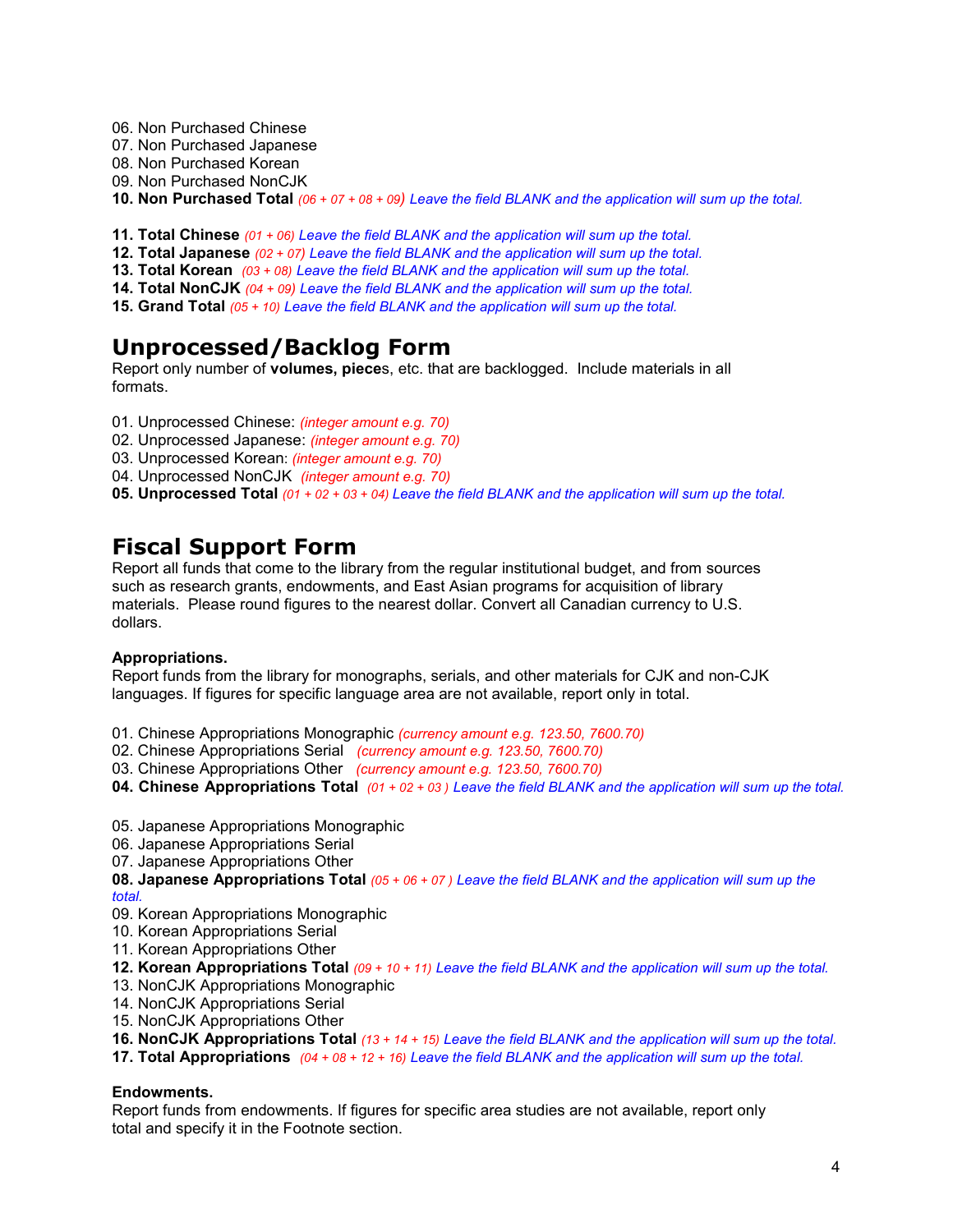06. Non Purchased Chinese
07. Non Purchased Japanese
08. Non Purchased Korean
09. Non Purchased NonCJK
**10. Non Purchased Total** *(06 + 07 + 08 + 09) Leave the field BLANK and the application will sum up the total.*

**11. Total Chinese** *(01 + 06) Leave the field BLANK and the application will sum up the total.*
**12. Total Japanese** *(02 + 07) Leave the field BLANK and the application will sum up the total.*
**13. Total Korean** *(03 + 08) Leave the field BLANK and the application will sum up the total.*
**14. Total NonCJK** *(04 + 09) Leave the field BLANK and the application will sum up the total.*
**15. Grand Total** *(05 + 10) Leave the field BLANK and the application will sum up the total.*

## Unprocessed/Backlog Form

Report only number of **volumes, piece**s, etc. that are backlogged. Include materials in all formats.

01. Unprocessed Chinese: *(integer amount e.g. 70)*
02. Unprocessed Japanese: *(integer amount e.g. 70)*
03. Unprocessed Korean: *(integer amount e.g. 70)*
04. Unprocessed NonCJK *(integer amount e.g. 70)*
**05. Unprocessed Total** *(01 + 02 + 03 + 04) Leave the field BLANK and the application will sum up the total.*

## Fiscal Support Form

Report all funds that come to the library from the regular institutional budget, and from sources such as research grants, endowments, and East Asian programs for acquisition of library materials. Please round figures to the nearest dollar. Convert all Canadian currency to U.S. dollars.

**Appropriations.**
Report funds from the library for monographs, serials, and other materials for CJK and non-CJK languages. If figures for specific language area are not available, report only in total.

01. Chinese Appropriations Monographic *(currency amount e.g. 123.50, 7600.70)*
02. Chinese Appropriations Serial *(currency amount e.g. 123.50, 7600.70)*
03. Chinese Appropriations Other *(currency amount e.g. 123.50, 7600.70)*
**04. Chinese Appropriations Total** *(01 + 02 + 03 ) Leave the field BLANK and the application will sum up the total.*

05. Japanese Appropriations Monographic
06. Japanese Appropriations Serial
07. Japanese Appropriations Other
**08. Japanese Appropriations Total** *(05 + 06 + 07 ) Leave the field BLANK and the application will sum up the total.*
09. Korean Appropriations Monographic
10. Korean Appropriations Serial
11. Korean Appropriations Other
**12. Korean Appropriations Total** *(09 + 10 + 11) Leave the field BLANK and the application will sum up the total.*
13. NonCJK Appropriations Monographic
14. NonCJK Appropriations Serial
15. NonCJK Appropriations Other
**16. NonCJK Appropriations Total** *(13 + 14 + 15) Leave the field BLANK and the application will sum up the total.*
**17. Total Appropriations** *(04 + 08 + 12 + 16) Leave the field BLANK and the application will sum up the total.*

**Endowments.**
Report funds from endowments. If figures for specific area studies are not available, report only total and specify it in the Footnote section.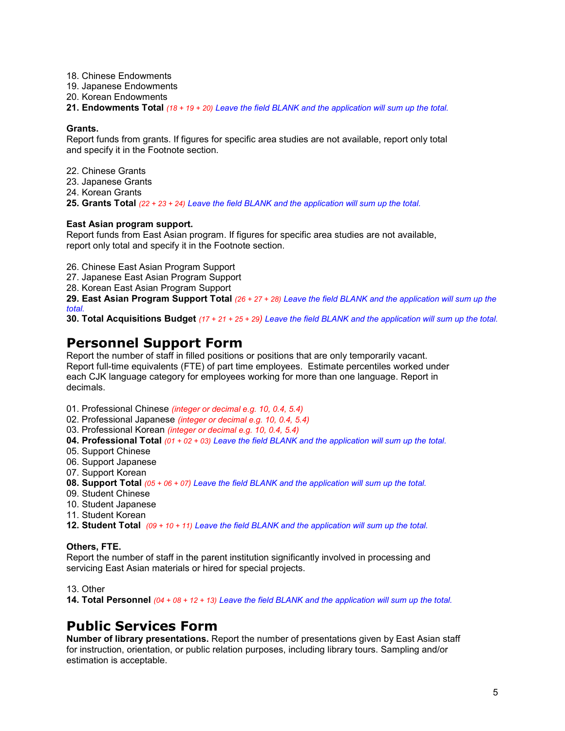18. Chinese Endowments
19. Japanese Endowments
20. Korean Endowments
**21. Endowments Total** *(18 + 19 + 20) Leave the field BLANK and the application will sum up the total.*

**Grants.**
Report funds from grants. If figures for specific area studies are not available, report only total and specify it in the Footnote section.

22. Chinese Grants
23. Japanese Grants
24. Korean Grants
**25. Grants Total** *(22 + 23 + 24) Leave the field BLANK and the application will sum up the total.*

**East Asian program support.**
Report funds from East Asian program. If figures for specific area studies are not available, report only total and specify it in the Footnote section.

26. Chinese East Asian Program Support
27. Japanese East Asian Program Support
28. Korean East Asian Program Support
**29. East Asian Program Support Total** *(26 + 27 + 28) Leave the field BLANK and the application will sum up the total.*
**30. Total Acquisitions Budget** *(17 + 21 + 25 + 29) Leave the field BLANK and the application will sum up the total.*

## Personnel Support Form

Report the number of staff in filled positions or positions that are only temporarily vacant. Report full-time equivalents (FTE) of part time employees. Estimate percentiles worked under each CJK language category for employees working for more than one language. Report in decimals.

01. Professional Chinese *(integer or decimal e.g. 10, 0.4, 5.4)*
02. Professional Japanese *(integer or decimal e.g. 10, 0.4, 5.4)*
03. Professional Korean *(integer or decimal e.g. 10, 0.4, 5.4)*
**04. Professional Total** *(01 + 02 + 03) Leave the field BLANK and the application will sum up the total.*
05. Support Chinese
06. Support Japanese
07. Support Korean
**08. Support Total** *(05 + 06 + 07) Leave the field BLANK and the application will sum up the total.*
09. Student Chinese
10. Student Japanese
11. Student Korean
**12. Student Total** *(09 + 10 + 11) Leave the field BLANK and the application will sum up the total.*

**Others, FTE.**
Report the number of staff in the parent institution significantly involved in processing and servicing East Asian materials or hired for special projects.

13. Other
**14. Total Personnel** *(04 + 08 + 12 + 13) Leave the field BLANK and the application will sum up the total.*

## Public Services Form

**Number of library presentations.** Report the number of presentations given by East Asian staff for instruction, orientation, or public relation purposes, including library tours. Sampling and/or estimation is acceptable.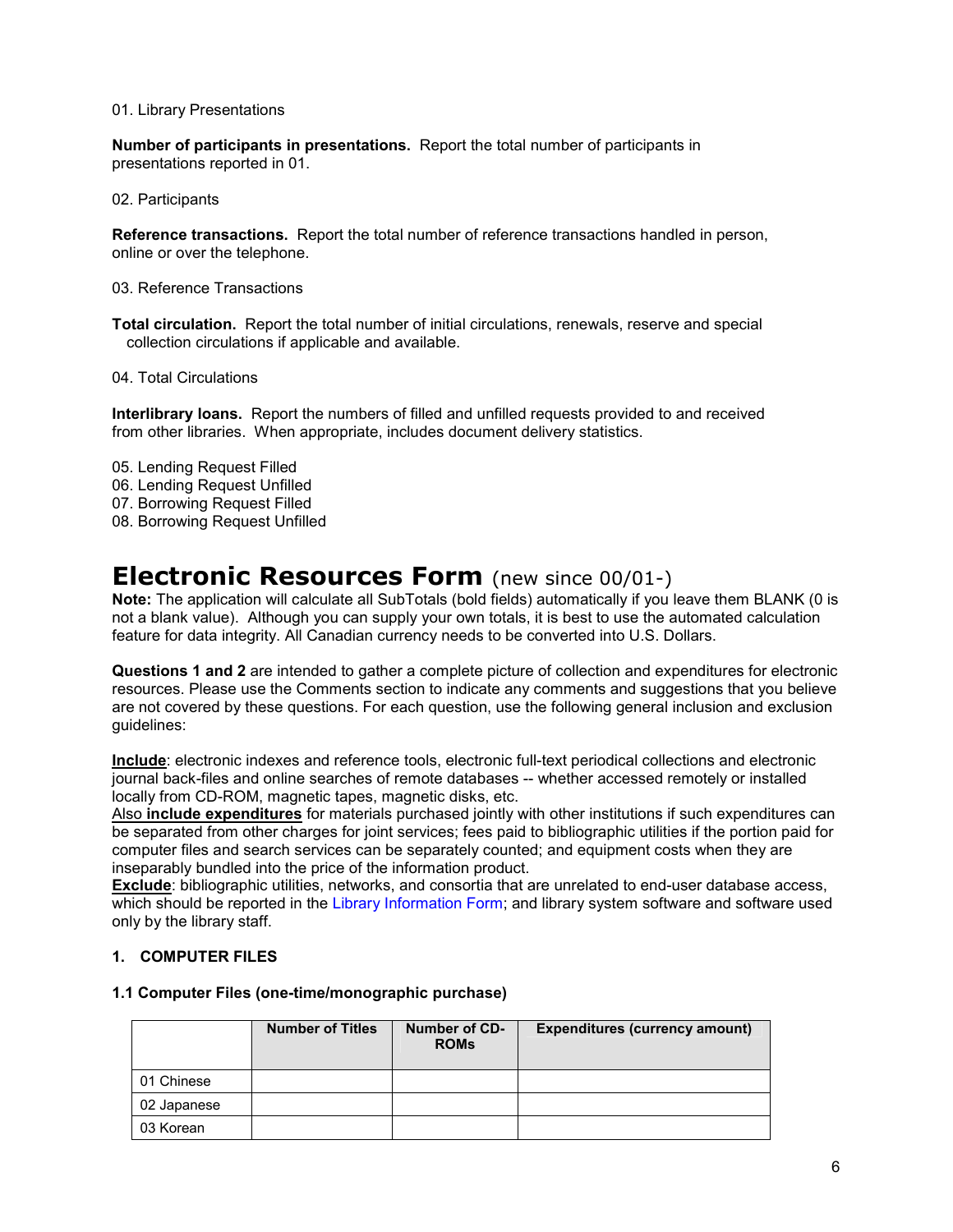01. Library Presentations

**Number of participants in presentations.** Report the total number of participants in presentations reported in 01.

02. Participants

**Reference transactions.** Report the total number of reference transactions handled in person, online or over the telephone.

03. Reference Transactions

**Total circulation.** Report the total number of initial circulations, renewals, reserve and special collection circulations if applicable and available.

04. Total Circulations

**Interlibrary loans.** Report the numbers of filled and unfilled requests provided to and received from other libraries. When appropriate, includes document delivery statistics.

05. Lending Request Filled
06. Lending Request Unfilled
07. Borrowing Request Filled
08. Borrowing Request Unfilled

# Electronic Resources Form (new since 00/01-)

**Note:** The application will calculate all SubTotals (bold fields) automatically if you leave them BLANK (0 is not a blank value). Although you can supply your own totals, it is best to use the automated calculation feature for data integrity. All Canadian currency needs to be converted into U.S. Dollars.

**Questions 1 and 2** are intended to gather a complete picture of collection and expenditures for electronic resources. Please use the Comments section to indicate any comments and suggestions that you believe are not covered by these questions. For each question, use the following general inclusion and exclusion guidelines:

**Include**: electronic indexes and reference tools, electronic full-text periodical collections and electronic journal back-files and online searches of remote databases -- whether accessed remotely or installed locally from CD-ROM, magnetic tapes, magnetic disks, etc.
Also **include expenditures** for materials purchased jointly with other institutions if such expenditures can be separated from other charges for joint services; fees paid to bibliographic utilities if the portion paid for computer files and search services can be separately counted; and equipment costs when they are inseparably bundled into the price of the information product.
**Exclude**: bibliographic utilities, networks, and consortia that are unrelated to end-user database access, which should be reported in the Library Information Form; and library system software and software used only by the library staff.

### 1. COMPUTER FILES

#### 1.1 Computer Files (one-time/monographic purchase)

| | Number of Titles | Number of CD-ROMs | Expenditures (currency amount) |
|---|---|---|---|
| 01 Chinese | | | |
| 02 Japanese | | | |
| 03 Korean | | | |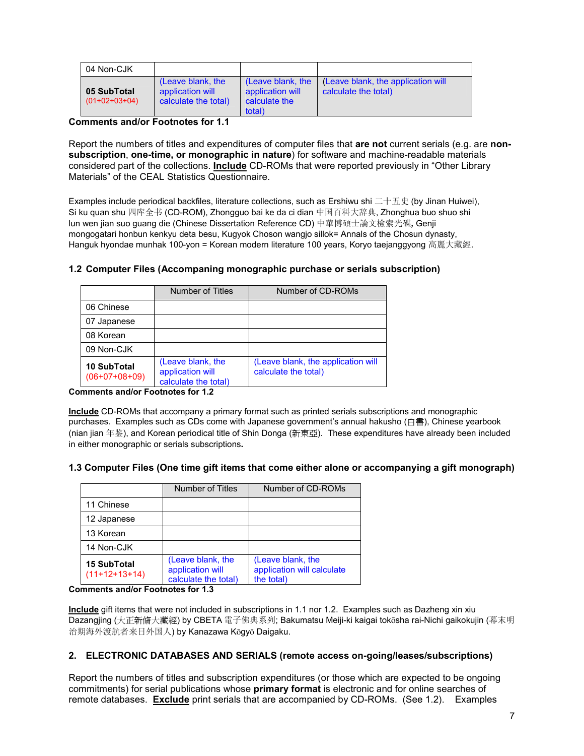| | | | |
|---|---|---|---|
| 04 Non-CJK | | | |
| **05 SubTotal** (01+02+03+04) | (Leave blank, the application will calculate the total) | (Leave blank, the application will calculate the total) | (Leave blank, the application will calculate the total) |

**Comments and/or Footnotes for 1.1**

Report the numbers of titles and expenditures of computer files that **are not** current serials (e.g. are **non-subscription**, **one-time, or monographic in nature**) for software and machine-readable materials considered part of the collections. **Include** CD-ROMs that were reported previously in "Other Library Materials" of the CEAL Statistics Questionnaire.

Examples include periodical backfiles, literature collections, such as Ershiwu shi 二十五史 (by Jinan Huiwei), Si ku quan shu 四库全书 (CD-ROM), Zhongguo bai ke da ci dian 中国百科大辞典, Zhonghua buo shuo shi lun wen jian suo guang die (Chinese Dissertation Reference CD) 中華博碩士論文檢索光碟**,** Genji mongogatari honbun kenkyu deta besu, Kugyok Choson wangjo sillok= Annals of the Chosun dynasty, Hanguk hyondae munhak 100-yon = Korean modern literature 100 years, Koryo taejanggyong 高麗大藏經.

### 1.2 Computer Files (Accompaning monographic purchase or serials subscription)

| | Number of Titles | Number of CD-ROMs |
|---|---|---|
| 06 Chinese | | |
| 07 Japanese | | |
| 08 Korean | | |
| 09 Non-CJK | | |
| **10 SubTotal** (06+07+08+09) | (Leave blank, the application will calculate the total) | (Leave blank, the application will calculate the total) |

**Comments and/or Footnotes for 1.2**

**Include** CD-ROMs that accompany a primary format such as printed serials subscriptions and monographic purchases. Examples such as CDs come with Japanese government's annual hakusho (白書), Chinese yearbook (nian jian 年鉴), and Korean periodical title of Shin Donga (新東亞). These expenditures have already been included in either monographic or serials subscriptions**.**

### 1.3 Computer Files (One time gift items that come either alone or accompanying a gift monograph)

| | Number of Titles | Number of CD-ROMs |
|---|---|---|
| 11 Chinese | | |
| 12 Japanese | | |
| 13 Korean | | |
| 14 Non-CJK | | |
| **15 SubTotal** (11+12+13+14) | (Leave blank, the application will calculate the total) | (Leave blank, the application will calculate the total) |

**Comments and/or Footnotes for 1.3**

**Include** gift items that were not included in subscriptions in 1.1 nor 1.2. Examples such as Dazheng xin xiu Dazangjing (大正新脩大藏經) by CBETA 電子佛典系列; Bakumatsu Meiji-ki kaigai tokōsha rai-Nichi gaikokujin (幕末明治期海外渡航者来日外国人) by Kanazawa Kōgyō Daigaku.

## 2. ELECTRONIC DATABASES AND SERIALS (remote access on-going/leases/subscriptions)

Report the numbers of titles and subscription expenditures (or those which are expected to be ongoing commitments) for serial publications whose **primary format** is electronic and for online searches of remote databases. **Exclude** print serials that are accompanied by CD-ROMs. (See 1.2). Examples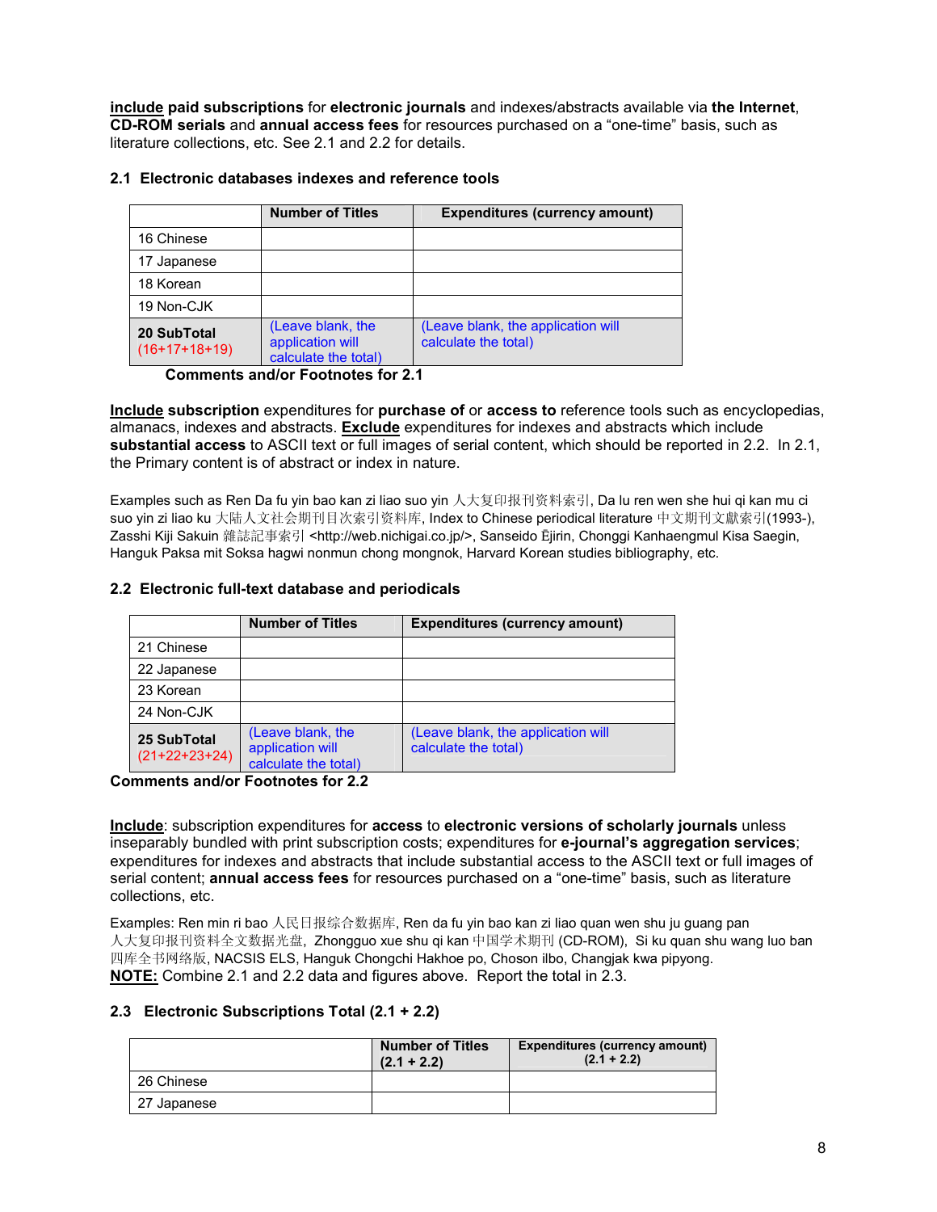**include** paid subscriptions for **electronic journals** and indexes/abstracts available via **the Internet**, **CD-ROM serials** and **annual access fees** for resources purchased on a "one-time" basis, such as literature collections, etc. See 2.1 and 2.2 for details.

### 2.1 Electronic databases indexes and reference tools

| | Number of Titles | Expenditures (currency amount) |
|---|---|---|
| 16 Chinese | | |
| 17 Japanese | | |
| 18 Korean | | |
| 19 Non-CJK | | |
| **20 SubTotal** (16+17+18+19) | (Leave blank, the application will calculate the total) | (Leave blank, the application will calculate the total) |

**Comments and/or Footnotes for 2.1**

**Include subscription** expenditures for **purchase of** or **access to** reference tools such as encyclopedias, almanacs, indexes and abstracts. **Exclude** expenditures for indexes and abstracts which include **substantial access** to ASCII text or full images of serial content, which should be reported in 2.2. In 2.1, the Primary content is of abstract or index in nature.

Examples such as Ren Da fu yin bao kan zi liao suo yin 人大复印报刊资料索引, Da lu ren wen she hui qi kan mu ci suo yin zi liao ku 大陆人文社会期刊目次索引资料库, Index to Chinese periodical literature 中文期刊文獻索引(1993-), Zasshi Kiji Sakuin 雜誌記事索引 <http://web.nichigai.co.jp/>, Sanseido Ējirin, Chonggi Kanhaengmul Kisa Saegin, Hanguk Paksa mit Soksa hagwi nonmun chong mongnok, Harvard Korean studies bibliography, etc.

### 2.2 Electronic full-text database and periodicals

| | Number of Titles | Expenditures (currency amount) |
|---|---|---|
| 21 Chinese | | |
| 22 Japanese | | |
| 23 Korean | | |
| 24 Non-CJK | | |
| **25 SubTotal** (21+22+23+24) | (Leave blank, the application will calculate the total) | (Leave blank, the application will calculate the total) |

**Comments and/or Footnotes for 2.2**

**Include**: subscription expenditures for **access** to **electronic versions of scholarly journals** unless inseparably bundled with print subscription costs; expenditures for **e-journal's aggregation services**; expenditures for indexes and abstracts that include substantial access to the ASCII text or full images of serial content; **annual access fees** for resources purchased on a "one-time" basis, such as literature collections, etc.

Examples: Ren min ri bao 人民日报综合数据库, Ren da fu yin bao kan zi liao quan wen shu ju guang pan 人大复印报刊资料全文数据光盘, Zhongguo xue shu qi kan 中国学术期刊 (CD-ROM), Si ku quan shu wang luo ban 四库全书网络版, NACSIS ELS, Hanguk Chongchi Hakhoe po, Choson ilbo, Changjak kwa pipyong.
**NOTE:** Combine 2.1 and 2.2 data and figures above. Report the total in 2.3.

### 2.3 Electronic Subscriptions Total (2.1 + 2.2)

| | Number of Titles (2.1 + 2.2) | Expenditures (currency amount) (2.1 + 2.2) |
|---|---|---|
| 26 Chinese | | |
| 27 Japanese | | |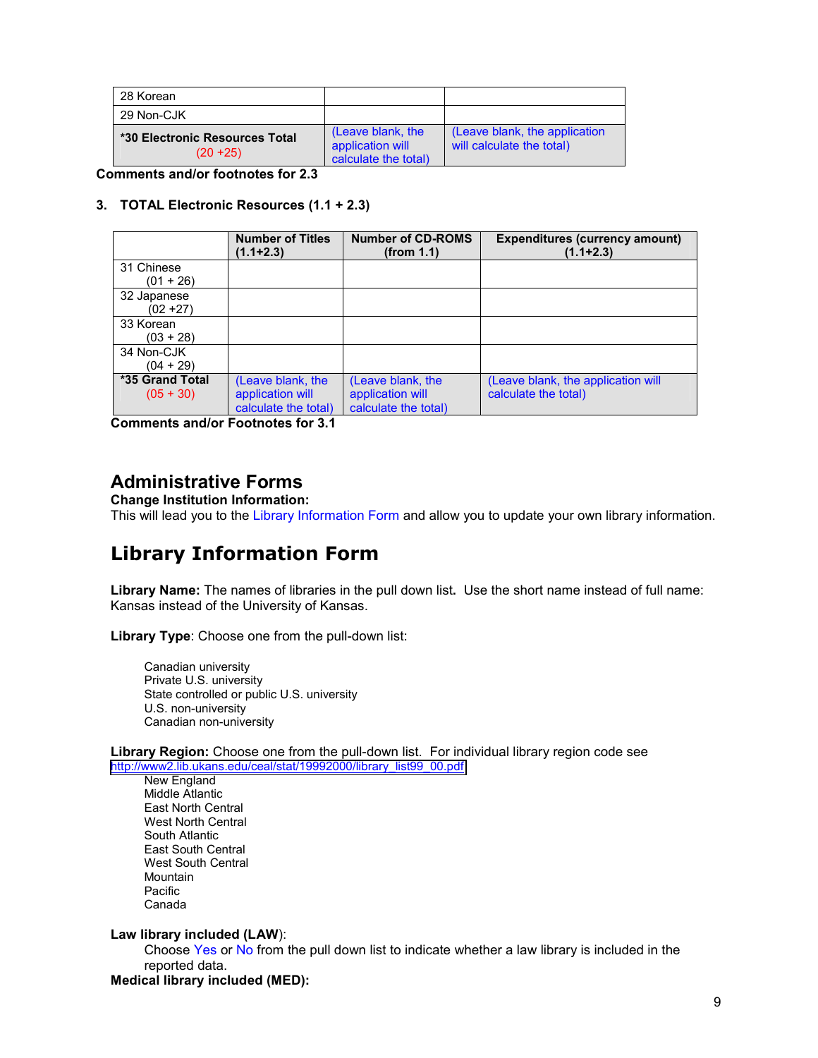| | | |
|---|---|---|
| 28 Korean | | |
| 29 Non-CJK | | |
| **\*30 Electronic Resources Total** (20 +25) | (Leave blank, the application will calculate the total) | (Leave blank, the application will calculate the total) |

**Comments and/or footnotes for 2.3**

### 3. TOTAL Electronic Resources (1.1 + 2.3)

| | Number of Titles (1.1+2.3) | Number of CD-ROMS (from 1.1) | Expenditures (currency amount) (1.1+2.3) |
|---|---|---|---|
| 31 Chinese (01 + 26) | | | |
| 32 Japanese (02 +27) | | | |
| 33 Korean (03 + 28) | | | |
| 34 Non-CJK (04 + 29) | | | |
| **\*35 Grand Total** (05 + 30) | (Leave blank, the application will calculate the total) | (Leave blank, the application will calculate the total) | (Leave blank, the application will calculate the total) |

**Comments and/or Footnotes for 3.1**

## Administrative Forms

**Change Institution Information:**

This will lead you to the Library Information Form and allow you to update your own library information.

# Library Information Form

**Library Name:** The names of libraries in the pull down list**.** Use the short name instead of full name: Kansas instead of the University of Kansas.

**Library Type**: Choose one from the pull-down list:

- Canadian university
- Private U.S. university
- State controlled or public U.S. university
- U.S. non-university
- Canadian non-university

**Library Region:** Choose one from the pull-down list. For individual library region code see http://www2.lib.ukans.edu/ceal/stat/19992000/library_list99_00.pdf

- New England
- Middle Atlantic
- East North Central
- West North Central
- South Atlantic
- East South Central
- West South Central
- Mountain
- Pacific
- Canada

**Law library included (LAW)**:

Choose Yes or No from the pull down list to indicate whether a law library is included in the reported data.

**Medical library included (MED):**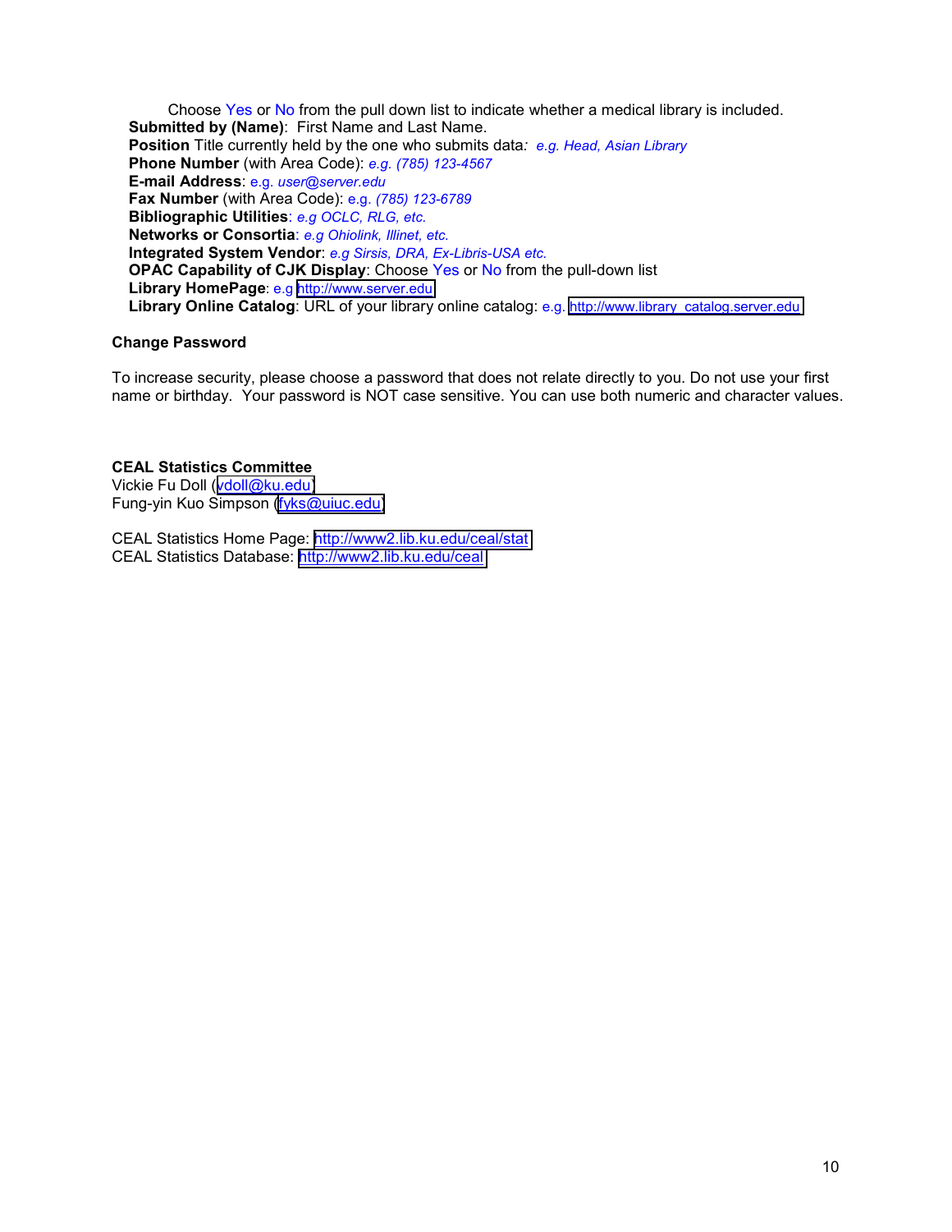Choose Yes or No from the pull down list to indicate whether a medical library is included.

**Submitted by (Name)**: First Name and Last Name.

**Position** Title currently held by the one who submits data*: e.g. Head, Asian Library*

**Phone Number** (with Area Code): *e.g. (785) 123-4567*

**E-mail Address**: e.g. *user@server.edu*

**Fax Number** (with Area Code): e.g. *(785) 123-6789*

**Bibliographic Utilities**: *e.g OCLC, RLG, etc.*

**Networks or Consortia**: *e.g Ohiolink, Illinet, etc.*

**Integrated System Vendor**: *e.g Sirsis, DRA, Ex-Libris-USA etc.*

**OPAC Capability of CJK Display**: Choose Yes or No from the pull-down list

**Library HomePage**: e.g http://www.server.edu

**Library Online Catalog**: URL of your library online catalog: e.g. http://www.library_catalog.server.edu

**Change Password**

To increase security, please choose a password that does not relate directly to you. Do not use your first name or birthday. Your password is NOT case sensitive. You can use both numeric and character values.

**CEAL Statistics Committee**

Vickie Fu Doll (vdoll@ku.edu)

Fung-yin Kuo Simpson (fyks@uiuc.edu)

CEAL Statistics Home Page: http://www2.lib.ku.edu/ceal/stat

CEAL Statistics Database: http://www2.lib.ku.edu/ceal